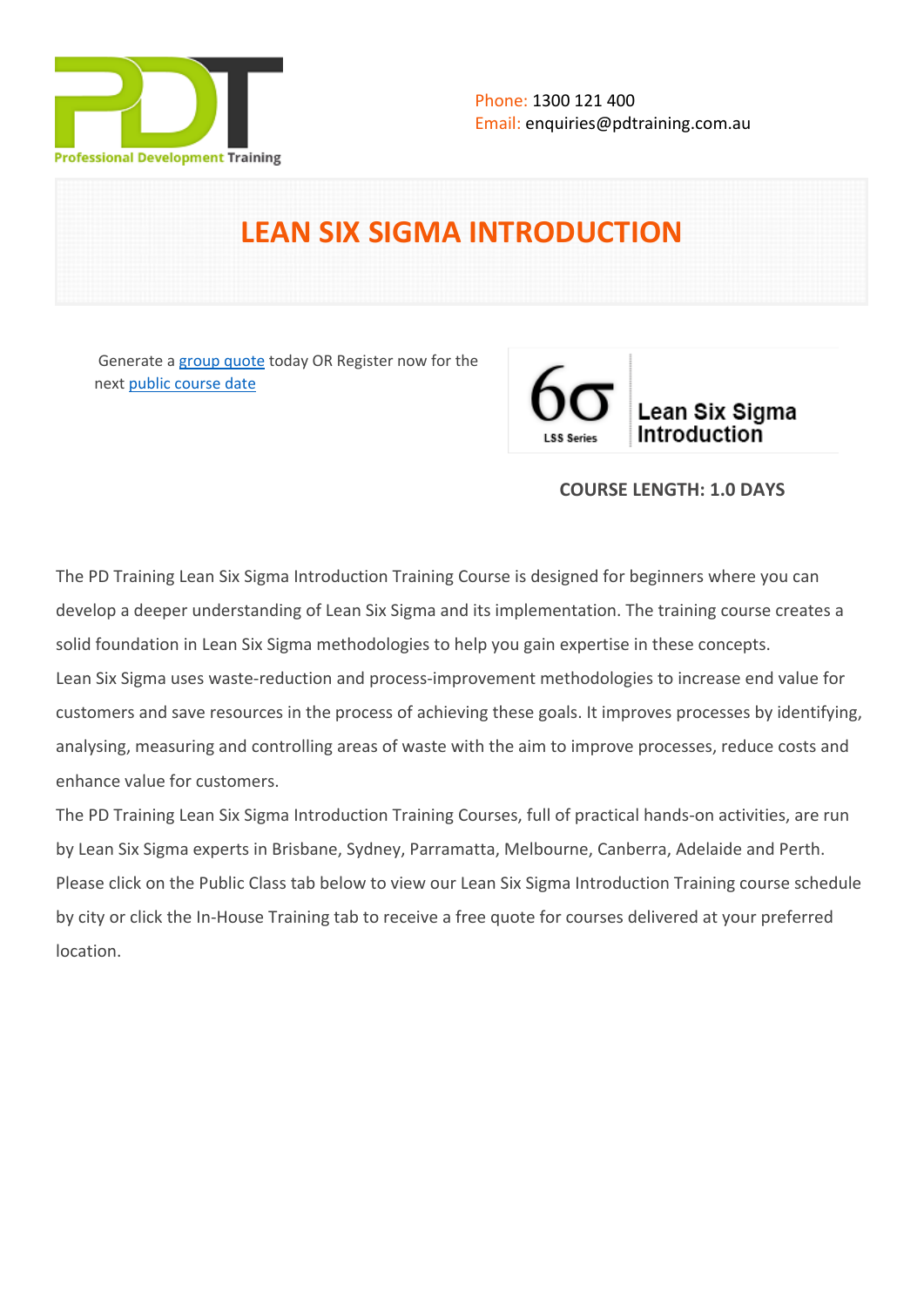Phone: 1300 121 400
Email: enquiries@pdtraining.com.au

# LEAN SIX SIGMA INTRODUCTION

Generate a group quote today OR Register now for the next public course date

**COURSE LENGTH: 1.0 DAYS**

The PD Training Lean Six Sigma Introduction Training Course is designed for beginners where you can develop a deeper understanding of Lean Six Sigma and its implementation. The training course creates a solid foundation in Lean Six Sigma methodologies to help you gain expertise in these concepts.

Lean Six Sigma uses waste-reduction and process-improvement methodologies to increase end value for customers and save resources in the process of achieving these goals. It improves processes by identifying, analysing, measuring and controlling areas of waste with the aim to improve processes, reduce costs and enhance value for customers.

The PD Training Lean Six Sigma Introduction Training Courses, full of practical hands-on activities, are run by Lean Six Sigma experts in Brisbane, Sydney, Parramatta, Melbourne, Canberra, Adelaide and Perth.

Please click on the Public Class tab below to view our Lean Six Sigma Introduction Training course schedule by city or click the In-House Training tab to receive a free quote for courses delivered at your preferred location.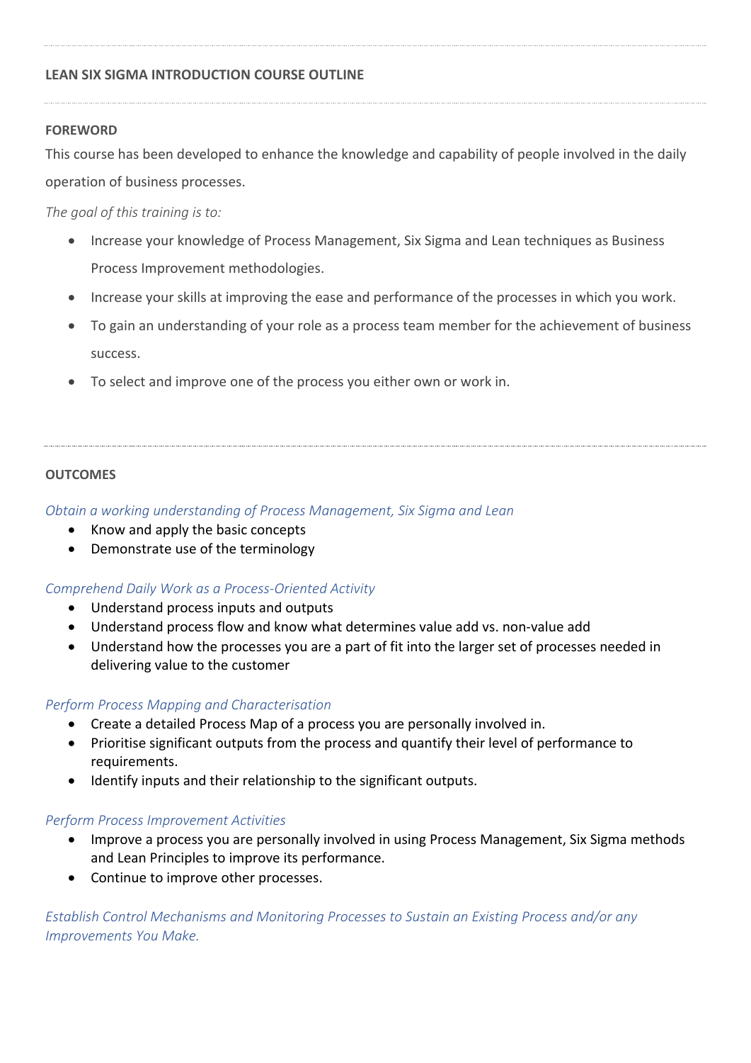## LEAN SIX SIGMA INTRODUCTION COURSE OUTLINE

### FOREWORD

This course has been developed to enhance the knowledge and capability of people involved in the daily operation of business processes.

*The goal of this training is to:*

- Increase your knowledge of Process Management, Six Sigma and Lean techniques as Business Process Improvement methodologies.
- Increase your skills at improving the ease and performance of the processes in which you work.
- To gain an understanding of your role as a process team member for the achievement of business success.
- To select and improve one of the process you either own or work in.

### OUTCOMES

*Obtain a working understanding of Process Management, Six Sigma and Lean*

- Know and apply the basic concepts
- Demonstrate use of the terminology

*Comprehend Daily Work as a Process-Oriented Activity*

- Understand process inputs and outputs
- Understand process flow and know what determines value add vs. non-value add
- Understand how the processes you are a part of fit into the larger set of processes needed in delivering value to the customer

*Perform Process Mapping and Characterisation*

- Create a detailed Process Map of a process you are personally involved in.
- Prioritise significant outputs from the process and quantify their level of performance to requirements.
- Identify inputs and their relationship to the significant outputs.

*Perform Process Improvement Activities*

- Improve a process you are personally involved in using Process Management, Six Sigma methods and Lean Principles to improve its performance.
- Continue to improve other processes.

*Establish Control Mechanisms and Monitoring Processes to Sustain an Existing Process and/or any Improvements You Make.*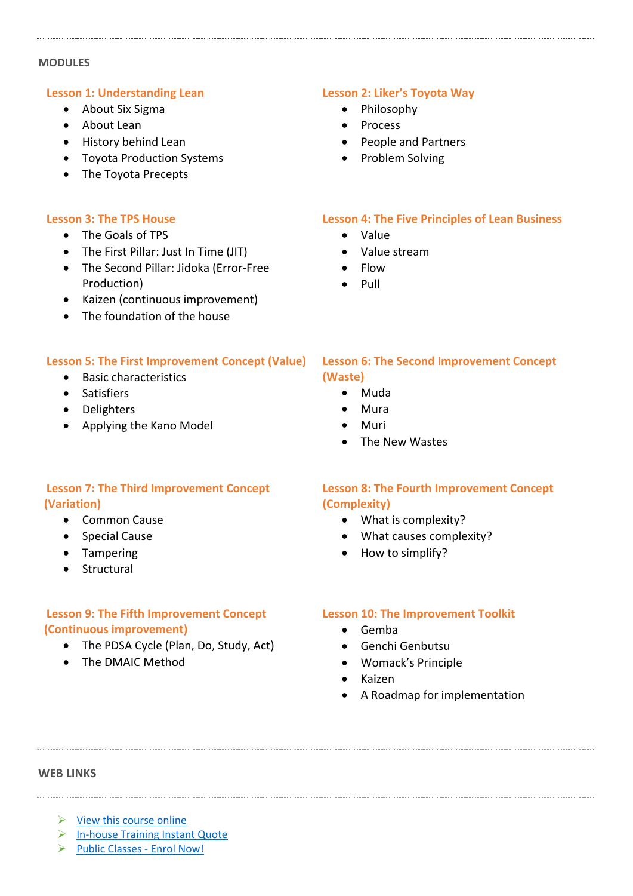## MODULES

### Lesson 1: Understanding Lean

- About Six Sigma
- About Lean
- History behind Lean
- Toyota Production Systems
- The Toyota Precepts

### Lesson 2: Liker's Toyota Way

- Philosophy
- Process
- People and Partners
- Problem Solving

### Lesson 3: The TPS House

- The Goals of TPS
- The First Pillar: Just In Time (JIT)
- The Second Pillar: Jidoka (Error-Free Production)
- Kaizen (continuous improvement)
- The foundation of the house

### Lesson 4: The Five Principles of Lean Business

- Value
- Value stream
- Flow
- Pull

### Lesson 5: The First Improvement Concept (Value)

- Basic characteristics
- Satisfiers
- Delighters
- Applying the Kano Model

### Lesson 6: The Second Improvement Concept (Waste)

- Muda
- Mura
- Muri
- The New Wastes

### Lesson 7: The Third Improvement Concept (Variation)

- Common Cause
- Special Cause
- Tampering
- Structural

### Lesson 8: The Fourth Improvement Concept (Complexity)

- What is complexity?
- What causes complexity?
- How to simplify?

### Lesson 9: The Fifth Improvement Concept (Continuous improvement)

- The PDSA Cycle (Plan, Do, Study, Act)
- The DMAIC Method

### Lesson 10: The Improvement Toolkit

- Gemba
- Genchi Genbutsu
- Womack's Principle
- Kaizen
- A Roadmap for implementation

## WEB LINKS

- View this course online
- In-house Training Instant Quote
- Public Classes - Enrol Now!